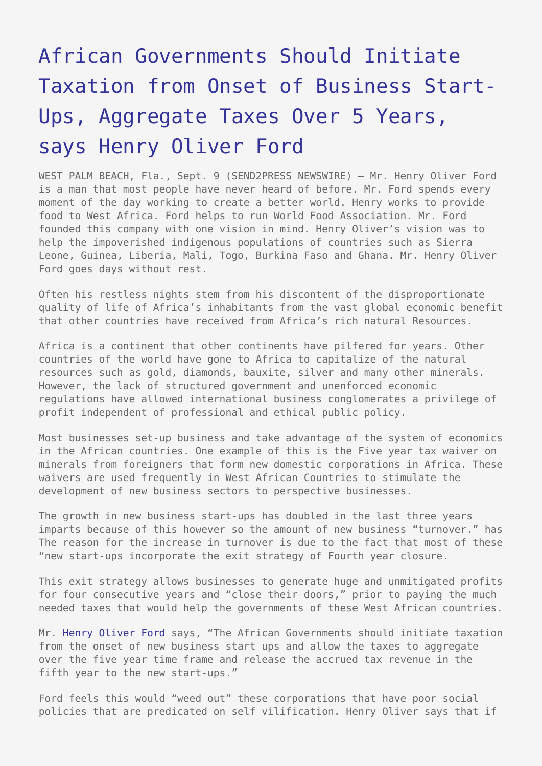# African Governments Should Initiate Taxation from Onset of Business Start-Ups, Aggregate Taxes Over 5 Years, says Henry Oliver Ford

WEST PALM BEACH, Fla., Sept. 9 (SEND2PRESS NEWSWIRE) — Mr. Henry Oliver Ford is a man that most people have never heard of before. Mr. Ford spends every moment of the day working to create a better world. Henry works to provide food to West Africa. Ford helps to run World Food Association. Mr. Ford founded this company with one vision in mind. Henry Oliver's vision was to help the impoverished indigenous populations of countries such as Sierra Leone, Guinea, Liberia, Mali, Togo, Burkina Faso and Ghana. Mr. Henry Oliver Ford goes days without rest.

Often his restless nights stem from his discontent of the disproportionate quality of life of Africa's inhabitants from the vast global economic benefit that other countries have received from Africa's rich natural Resources.

Africa is a continent that other continents have pilfered for years. Other countries of the world have gone to Africa to capitalize of the natural resources such as gold, diamonds, bauxite, silver and many other minerals. However, the lack of structured government and unenforced economic regulations have allowed international business conglomerates a privilege of profit independent of professional and ethical public policy.

Most businesses set-up business and take advantage of the system of economics in the African countries. One example of this is the Five year tax waiver on minerals from foreigners that form new domestic corporations in Africa. These waivers are used frequently in West African Countries to stimulate the development of new business sectors to perspective businesses.

The growth in new business start-ups has doubled in the last three years imparts because of this however so the amount of new business "turnover." has The reason for the increase in turnover is due to the fact that most of these "new start-ups incorporate the exit strategy of Fourth year closure.

This exit strategy allows businesses to generate huge and unmitigated profits for four consecutive years and "close their doors," prior to paying the much needed taxes that would help the governments of these West African countries.

Mr. Henry Oliver Ford says, "The African Governments should initiate taxation from the onset of new business start ups and allow the taxes to aggregate over the five year time frame and release the accrued tax revenue in the fifth year to the new start-ups."

Ford feels this would "weed out" these corporations that have poor social policies that are predicated on self vilification. Henry Oliver says that if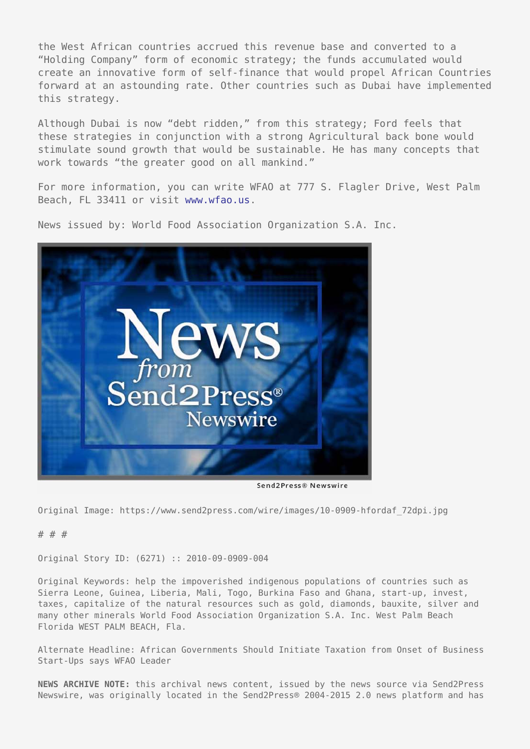the West African countries accrued this revenue base and converted to a "Holding Company" form of economic strategy; the funds accumulated would create an innovative form of self-finance that would propel African Countries forward at an astounding rate. Other countries such as Dubai have implemented this strategy.

Although Dubai is now "debt ridden," from this strategy; Ford feels that these strategies in conjunction with a strong Agricultural back bone would stimulate sound growth that would be sustainable. He has many concepts that work towards "the greater good on all mankind."

For more information, you can write WFAO at 777 S. Flagler Drive, West Palm Beach, FL 33411 or visit www.wfao.us.

News issued by: World Food Association Organization S.A. Inc.

Send2Press® Newswire

Original Image: https://www.send2press.com/wire/images/10-0909-hfordaf_72dpi.jpg

# # #

Original Story ID: (6271) :: 2010-09-0909-004

Original Keywords: help the impoverished indigenous populations of countries such as Sierra Leone, Guinea, Liberia, Mali, Togo, Burkina Faso and Ghana, start-up, invest, taxes, capitalize of the natural resources such as gold, diamonds, bauxite, silver and many other minerals World Food Association Organization S.A. Inc. West Palm Beach Florida WEST PALM BEACH, Fla.

Alternate Headline: African Governments Should Initiate Taxation from Onset of Business Start-Ups says WFAO Leader

**NEWS ARCHIVE NOTE:** this archival news content, issued by the news source via Send2Press Newswire, was originally located in the Send2Press® 2004-2015 2.0 news platform and has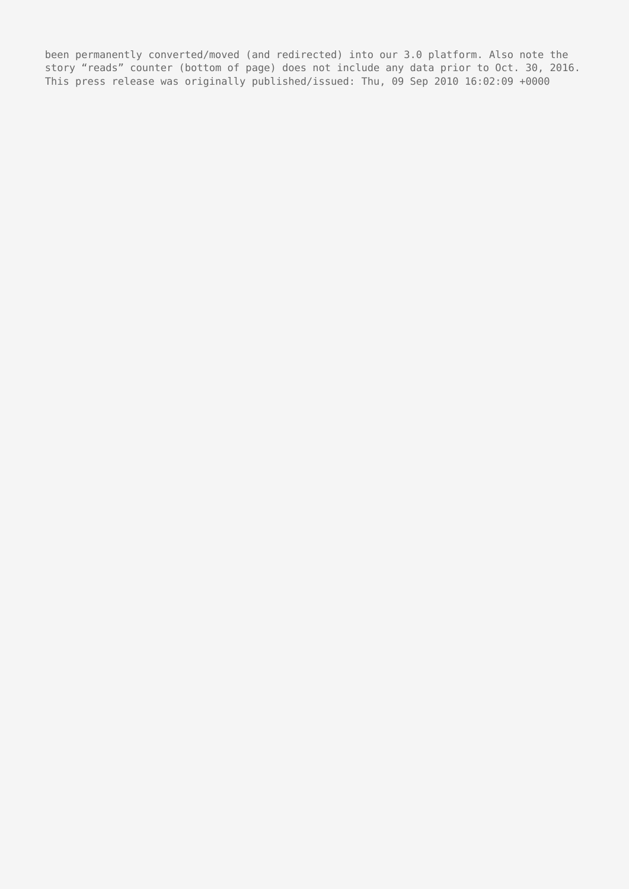been permanently converted/moved (and redirected) into our 3.0 platform. Also note the story “reads” counter (bottom of page) does not include any data prior to Oct. 30, 2016. This press release was originally published/issued: Thu, 09 Sep 2010 16:02:09 +0000